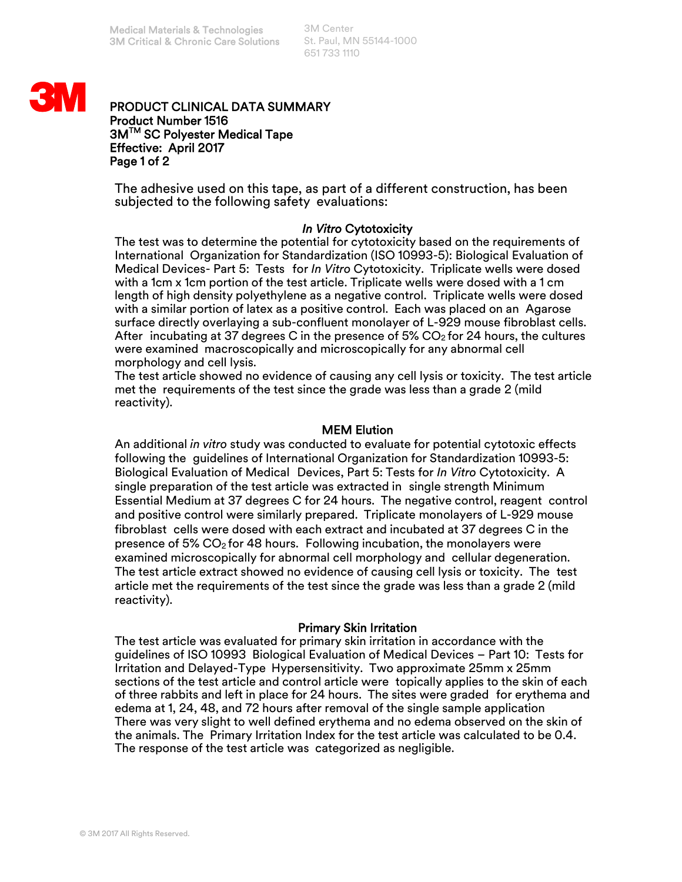Medical Materials & Technologies
3M Critical & Chronic Care Solutions

3M Center
St. Paul, MN 55144-1000
651 733 1110

# PRODUCT CLINICAL DATA SUMMARY
**Product Number 1516**
**3M™ SC Polyester Medical Tape**
**Effective: April 2017**

The adhesive used on this tape, as part of a different construction, has been subjected to the following safety evaluations:

## *In Vitro* Cytotoxicity

The test was to determine the potential for cytotoxicity based on the requirements of International Organization for Standardization (ISO 10993-5): Biological Evaluation of Medical Devices- Part 5: Tests for *In Vitro* Cytotoxicity. Triplicate wells were dosed with a 1cm x 1cm portion of the test article. Triplicate wells were dosed with a 1 cm length of high density polyethylene as a negative control. Triplicate wells were dosed with a similar portion of latex as a positive control. Each was placed on an Agarose surface directly overlaying a sub-confluent monolayer of L-929 mouse fibroblast cells. After incubating at 37 degrees C in the presence of 5% $CO_2$ for 24 hours, the cultures were examined macroscopically and microscopically for any abnormal cell morphology and cell lysis.
The test article showed no evidence of causing any cell lysis or toxicity. The test article met the requirements of the test since the grade was less than a grade 2 (mild reactivity).

## MEM Elution

An additional *in vitro* study was conducted to evaluate for potential cytotoxic effects following the guidelines of International Organization for Standardization 10993-5: Biological Evaluation of Medical Devices, Part 5: Tests for *In Vitro* Cytotoxicity. A single preparation of the test article was extracted in single strength Minimum Essential Medium at 37 degrees C for 24 hours. The negative control, reagent control and positive control were similarly prepared. Triplicate monolayers of L-929 mouse fibroblast cells were dosed with each extract and incubated at 37 degrees C in the presence of 5% $CO_2$ for 48 hours. Following incubation, the monolayers were examined microscopically for abnormal cell morphology and cellular degeneration. The test article extract showed no evidence of causing cell lysis or toxicity. The test article met the requirements of the test since the grade was less than a grade 2 (mild reactivity).

## Primary Skin Irritation

The test article was evaluated for primary skin irritation in accordance with the guidelines of ISO 10993 Biological Evaluation of Medical Devices – Part 10: Tests for Irritation and Delayed-Type Hypersensitivity. Two approximate 25mm x 25mm sections of the test article and control article were topically applies to the skin of each of three rabbits and left in place for 24 hours. The sites were graded for erythema and edema at 1, 24, 48, and 72 hours after removal of the single sample application
There was very slight to well defined erythema and no edema observed on the skin of the animals. The Primary Irritation Index for the test article was calculated to be 0.4. The response of the test article was categorized as negligible.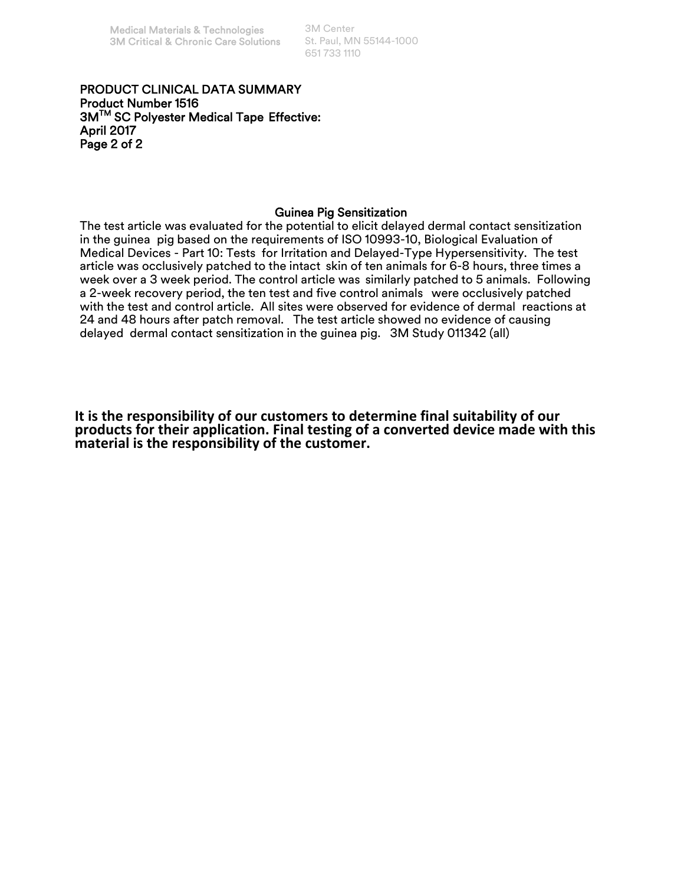## Guinea Pig Sensitization

The test article was evaluated for the potential to elicit delayed dermal contact sensitization in the guinea pig based on the requirements of ISO 10993-10, Biological Evaluation of Medical Devices - Part 10: Tests for Irritation and Delayed-Type Hypersensitivity. The test article was occlusively patched to the intact skin of ten animals for 6-8 hours, three times a week over a 3 week period. The control article was similarly patched to 5 animals. Following a 2-week recovery period, the ten test and five control animals were occlusively patched with the test and control article. All sites were observed for evidence of dermal reactions at 24 and 48 hours after patch removal. The test article showed no evidence of causing delayed dermal contact sensitization in the guinea pig. 3M Study 011342 (all)

**It is the responsibility of our customers to determine final suitability of our products for their application. Final testing of a converted device made with this material is the responsibility of the customer.**